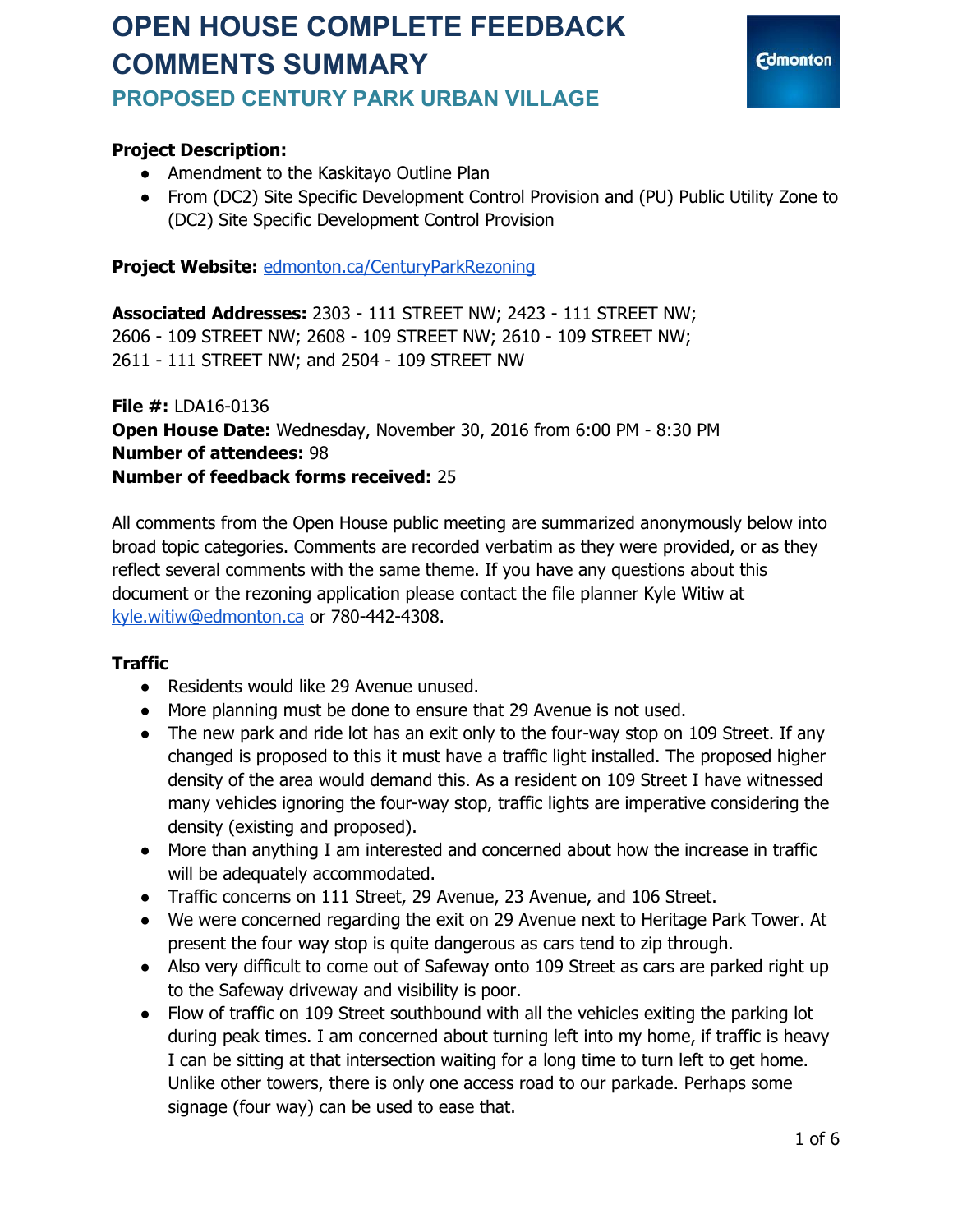# OPEN HOUSE COMPLETE FEEDBACK COMMENTS SUMMARY

## PROPOSED CENTURY PARK URBAN VILLAGE

**Project Description:**

- Amendment to the Kaskitayo Outline Plan
- From (DC2) Site Specific Development Control Provision and (PU) Public Utility Zone to (DC2) Site Specific Development Control Provision

**Project Website:** [edmonton.ca/CenturyParkRezoning](edmonton.ca/CenturyParkRezoning)

**Associated Addresses:** 2303 - 111 STREET NW; 2423 - 111 STREET NW; 2606 - 109 STREET NW; 2608 - 109 STREET NW; 2610 - 109 STREET NW; 2611 - 111 STREET NW; and 2504 - 109 STREET NW

**File #:** LDA16-0136
**Open House Date:** Wednesday, November 30, 2016 from 6:00 PM - 8:30 PM
**Number of attendees:** 98
**Number of feedback forms received:** 25

All comments from the Open House public meeting are summarized anonymously below into broad topic categories. Comments are recorded verbatim as they were provided, or as they reflect several comments with the same theme. If you have any questions about this document or the rezoning application please contact the file planner Kyle Witiw at kyle.witiw@edmonton.ca or 780-442-4308.

**Traffic**

- Residents would like 29 Avenue unused.
- More planning must be done to ensure that 29 Avenue is not used.
- The new park and ride lot has an exit only to the four-way stop on 109 Street. If any changed is proposed to this it must have a traffic light installed. The proposed higher density of the area would demand this. As a resident on 109 Street I have witnessed many vehicles ignoring the four-way stop, traffic lights are imperative considering the density (existing and proposed).
- More than anything I am interested and concerned about how the increase in traffic will be adequately accommodated.
- Traffic concerns on 111 Street, 29 Avenue, 23 Avenue, and 106 Street.
- We were concerned regarding the exit on 29 Avenue next to Heritage Park Tower. At present the four way stop is quite dangerous as cars tend to zip through.
- Also very difficult to come out of Safeway onto 109 Street as cars are parked right up to the Safeway driveway and visibility is poor.
- Flow of traffic on 109 Street southbound with all the vehicles exiting the parking lot during peak times. I am concerned about turning left into my home, if traffic is heavy I can be sitting at that intersection waiting for a long time to turn left to get home. Unlike other towers, there is only one access road to our parkade. Perhaps some signage (four way) can be used to ease that.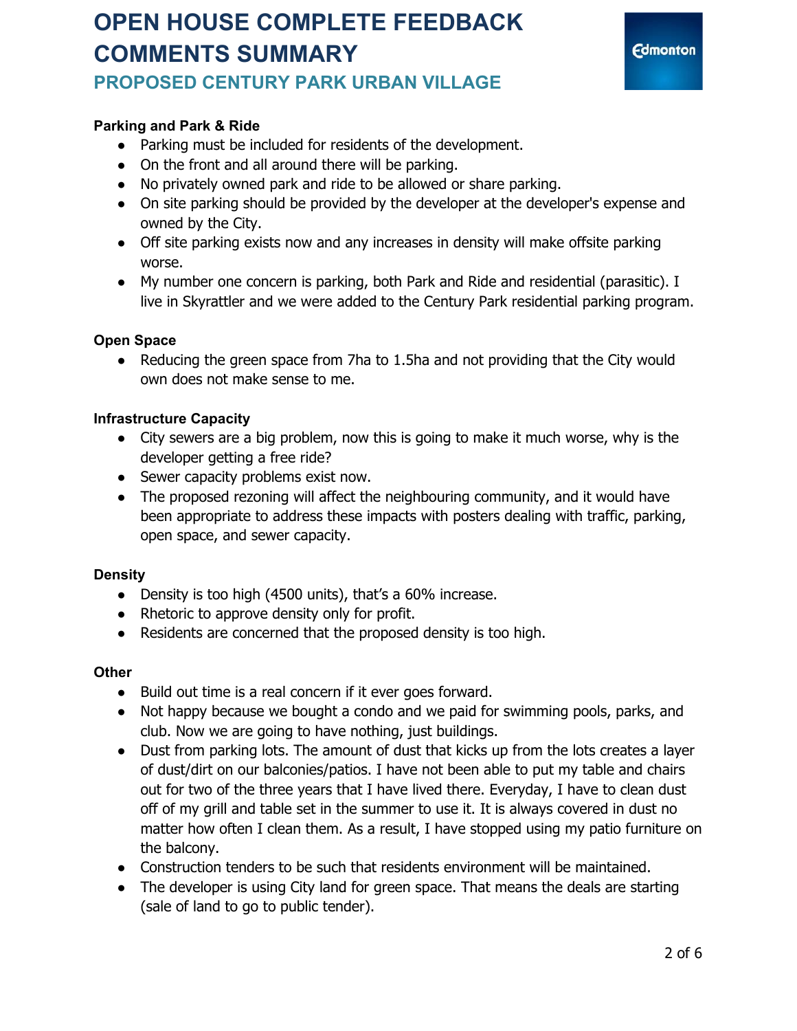**Parking and Park & Ride**

- Parking must be included for residents of the development.
- On the front and all around there will be parking.
- No privately owned park and ride to be allowed or share parking.
- On site parking should be provided by the developer at the developer's expense and owned by the City.
- Off site parking exists now and any increases in density will make offsite parking worse.
- My number one concern is parking, both Park and Ride and residential (parasitic). I live in Skyrattler and we were added to the Century Park residential parking program.

**Open Space**

- Reducing the green space from 7ha to 1.5ha and not providing that the City would own does not make sense to me.

**Infrastructure Capacity**

- City sewers are a big problem, now this is going to make it much worse, why is the developer getting a free ride?
- Sewer capacity problems exist now.
- The proposed rezoning will affect the neighbouring community, and it would have been appropriate to address these impacts with posters dealing with traffic, parking, open space, and sewer capacity.

**Density**

- Density is too high (4500 units), that's a 60% increase.
- Rhetoric to approve density only for profit.
- Residents are concerned that the proposed density is too high.

**Other**

- Build out time is a real concern if it ever goes forward.
- Not happy because we bought a condo and we paid for swimming pools, parks, and club. Now we are going to have nothing, just buildings.
- Dust from parking lots. The amount of dust that kicks up from the lots creates a layer of dust/dirt on our balconies/patios. I have not been able to put my table and chairs out for two of the three years that I have lived there. Everyday, I have to clean dust off of my grill and table set in the summer to use it. It is always covered in dust no matter how often I clean them. As a result, I have stopped using my patio furniture on the balcony.
- Construction tenders to be such that residents environment will be maintained.
- The developer is using City land for green space. That means the deals are starting (sale of land to go to public tender).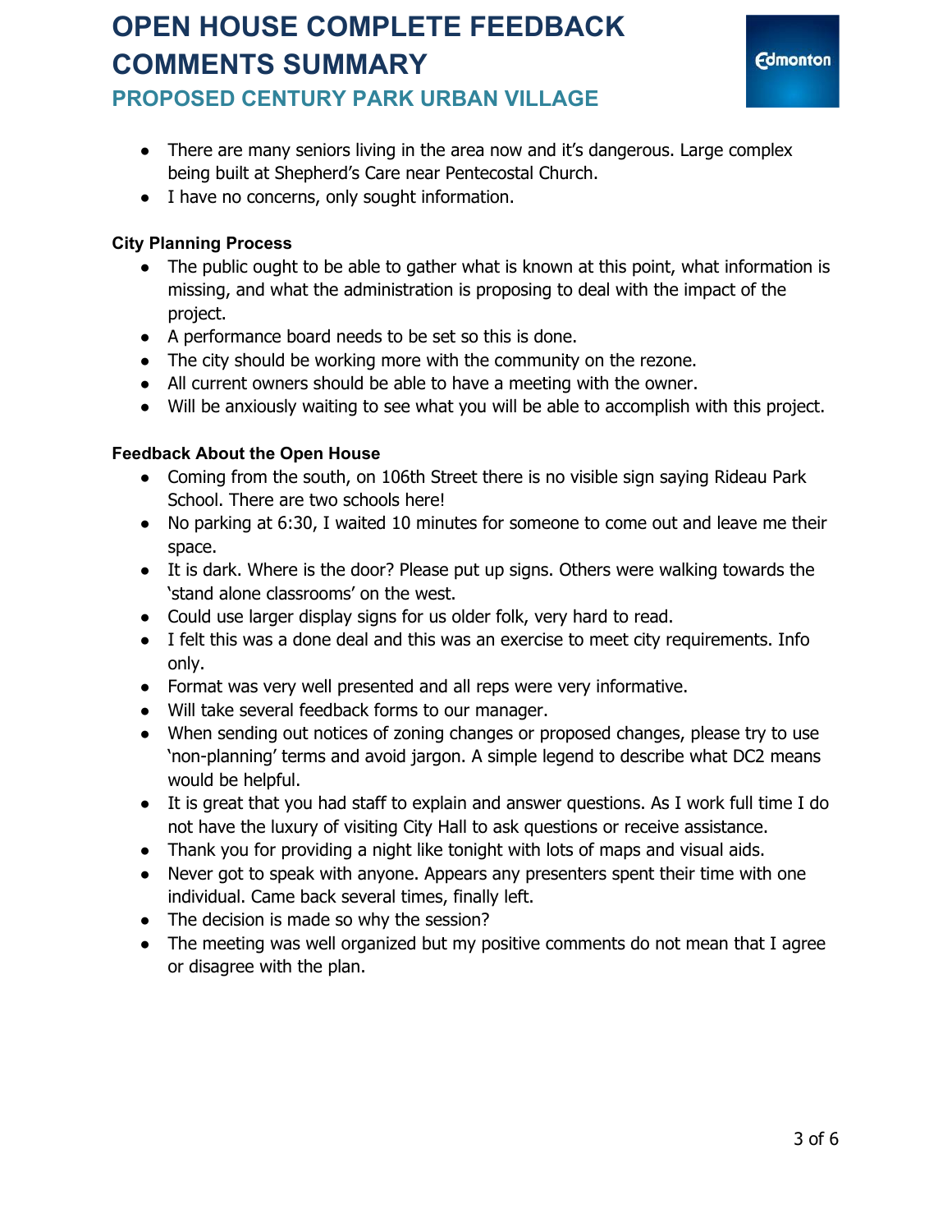- There are many seniors living in the area now and it's dangerous. Large complex being built at Shepherd's Care near Pentecostal Church.
- I have no concerns, only sought information.

**City Planning Process**

- The public ought to be able to gather what is known at this point, what information is missing, and what the administration is proposing to deal with the impact of the project.
- A performance board needs to be set so this is done.
- The city should be working more with the community on the rezone.
- All current owners should be able to have a meeting with the owner.
- Will be anxiously waiting to see what you will be able to accomplish with this project.

**Feedback About the Open House**

- Coming from the south, on 106th Street there is no visible sign saying Rideau Park School. There are two schools here!
- No parking at 6:30, I waited 10 minutes for someone to come out and leave me their space.
- It is dark. Where is the door? Please put up signs. Others were walking towards the 'stand alone classrooms' on the west.
- Could use larger display signs for us older folk, very hard to read.
- I felt this was a done deal and this was an exercise to meet city requirements. Info only.
- Format was very well presented and all reps were very informative.
- Will take several feedback forms to our manager.
- When sending out notices of zoning changes or proposed changes, please try to use 'non-planning' terms and avoid jargon. A simple legend to describe what DC2 means would be helpful.
- It is great that you had staff to explain and answer questions. As I work full time I do not have the luxury of visiting City Hall to ask questions or receive assistance.
- Thank you for providing a night like tonight with lots of maps and visual aids.
- Never got to speak with anyone. Appears any presenters spent their time with one individual. Came back several times, finally left.
- The decision is made so why the session?
- The meeting was well organized but my positive comments do not mean that I agree or disagree with the plan.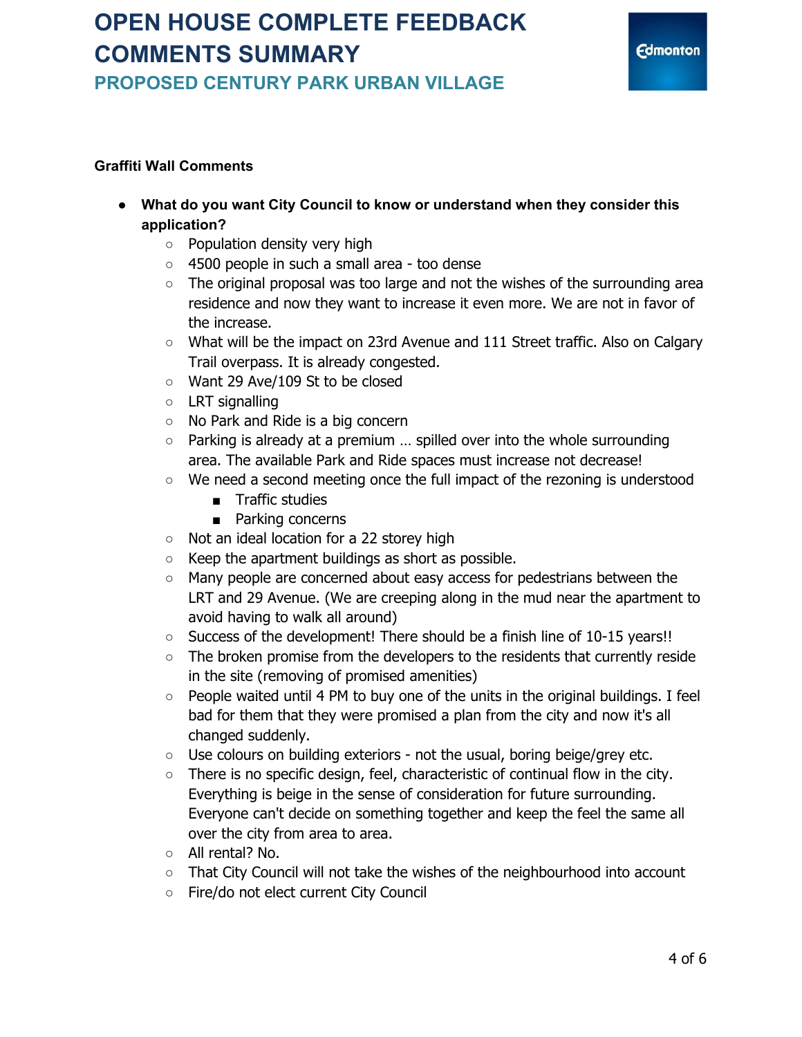**Graffiti Wall Comments**

- **What do you want City Council to know or understand when they consider this application?**
  - Population density very high
  - 4500 people in such a small area - too dense
  - The original proposal was too large and not the wishes of the surrounding area residence and now they want to increase it even more. We are not in favor of the increase.
  - What will be the impact on 23rd Avenue and 111 Street traffic. Also on Calgary Trail overpass. It is already congested.
  - Want 29 Ave/109 St to be closed
  - LRT signalling
  - No Park and Ride is a big concern
  - Parking is already at a premium … spilled over into the whole surrounding area. The available Park and Ride spaces must increase not decrease!
  - We need a second meeting once the full impact of the rezoning is understood
    - Traffic studies
    - Parking concerns
  - Not an ideal location for a 22 storey high
  - Keep the apartment buildings as short as possible.
  - Many people are concerned about easy access for pedestrians between the LRT and 29 Avenue. (We are creeping along in the mud near the apartment to avoid having to walk all around)
  - Success of the development! There should be a finish line of 10-15 years!!
  - The broken promise from the developers to the residents that currently reside in the site (removing of promised amenities)
  - People waited until 4 PM to buy one of the units in the original buildings. I feel bad for them that they were promised a plan from the city and now it's all changed suddenly.
  - Use colours on building exteriors - not the usual, boring beige/grey etc.
  - There is no specific design, feel, characteristic of continual flow in the city. Everything is beige in the sense of consideration for future surrounding. Everyone can't decide on something together and keep the feel the same all over the city from area to area.
  - All rental? No.
  - That City Council will not take the wishes of the neighbourhood into account
  - Fire/do not elect current City Council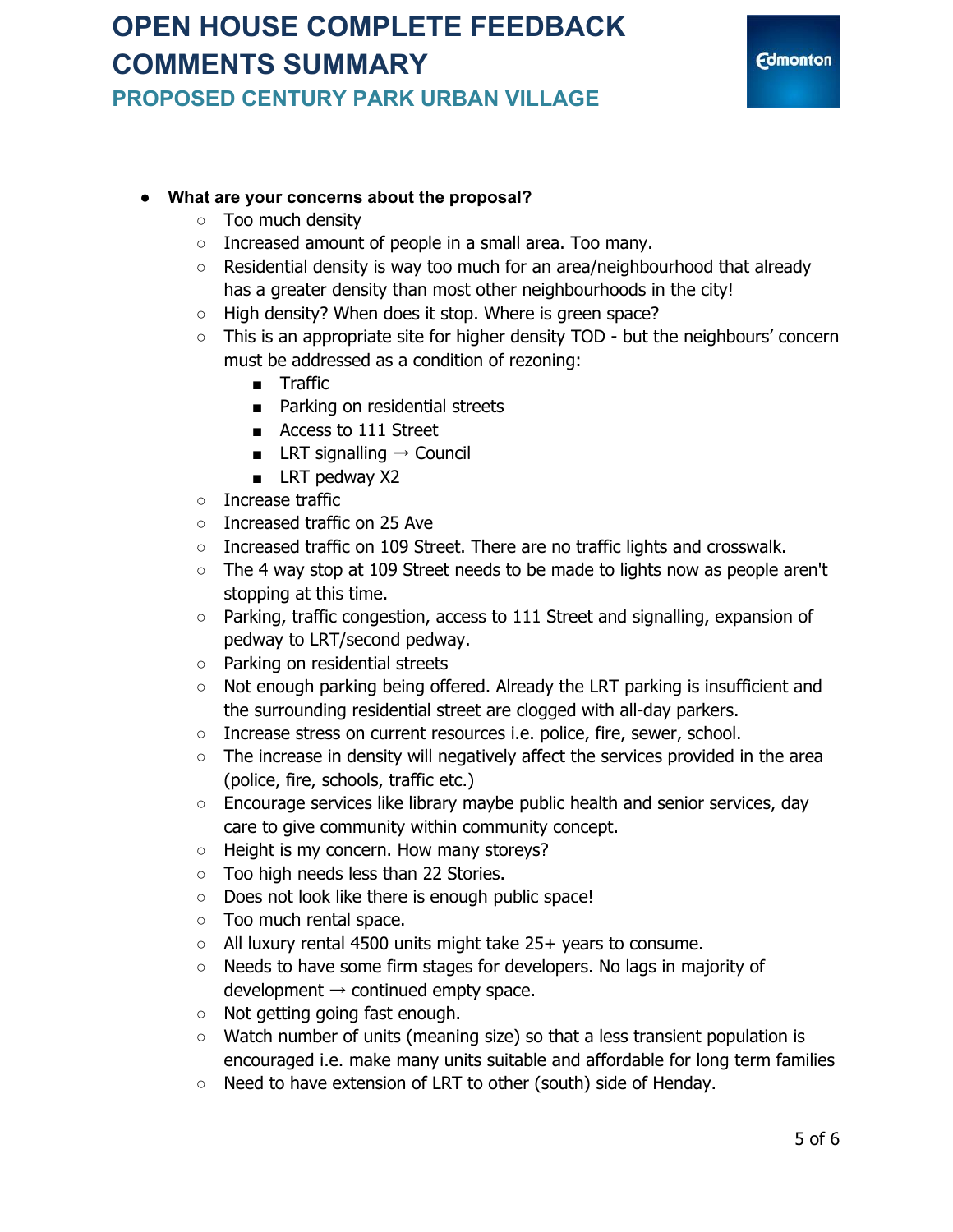- **What are your concerns about the proposal?**
    - Too much density
    - Increased amount of people in a small area. Too many.
    - Residential density is way too much for an area/neighbourhood that already has a greater density than most other neighbourhoods in the city!
    - High density? When does it stop. Where is green space?
    - This is an appropriate site for higher density TOD - but the neighbours' concern must be addressed as a condition of rezoning:
        - Traffic
        - Parking on residential streets
        - Access to 111 Street
        - LRT signalling → Council
        - LRT pedway X2
    - Increase traffic
    - Increased traffic on 25 Ave
    - Increased traffic on 109 Street. There are no traffic lights and crosswalk.
    - The 4 way stop at 109 Street needs to be made to lights now as people aren't stopping at this time.
    - Parking, traffic congestion, access to 111 Street and signalling, expansion of pedway to LRT/second pedway.
    - Parking on residential streets
    - Not enough parking being offered. Already the LRT parking is insufficient and the surrounding residential street are clogged with all-day parkers.
    - Increase stress on current resources i.e. police, fire, sewer, school.
    - The increase in density will negatively affect the services provided in the area (police, fire, schools, traffic etc.)
    - Encourage services like library maybe public health and senior services, day care to give community within community concept.
    - Height is my concern. How many storeys?
    - Too high needs less than 22 Stories.
    - Does not look like there is enough public space!
    - Too much rental space.
    - All luxury rental 4500 units might take 25+ years to consume.
    - Needs to have some firm stages for developers. No lags in majority of development → continued empty space.
    - Not getting going fast enough.
    - Watch number of units (meaning size) so that a less transient population is encouraged i.e. make many units suitable and affordable for long term families
    - Need to have extension of LRT to other (south) side of Henday.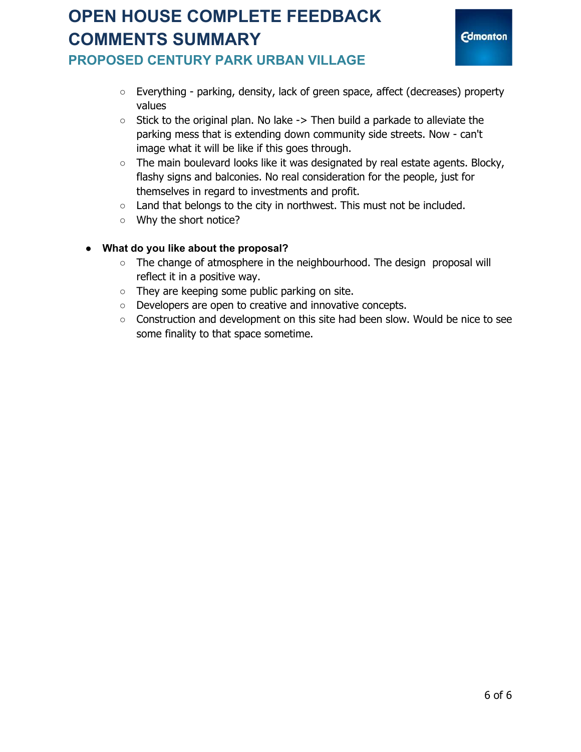- Everything - parking, density, lack of green space, affect (decreases) property values
- Stick to the original plan. No lake -> Then build a parkade to alleviate the parking mess that is extending down community side streets. Now - can't image what it will be like if this goes through.
- The main boulevard looks like it was designated by real estate agents. Blocky, flashy signs and balconies. No real consideration for the people, just for themselves in regard to investments and profit.
- Land that belongs to the city in northwest. This must not be included.
- Why the short notice?

- **What do you like about the proposal?**
  - The change of atmosphere in the neighbourhood. The design proposal will reflect it in a positive way.
  - They are keeping some public parking on site.
  - Developers are open to creative and innovative concepts.
  - Construction and development on this site had been slow. Would be nice to see some finality to that space sometime.